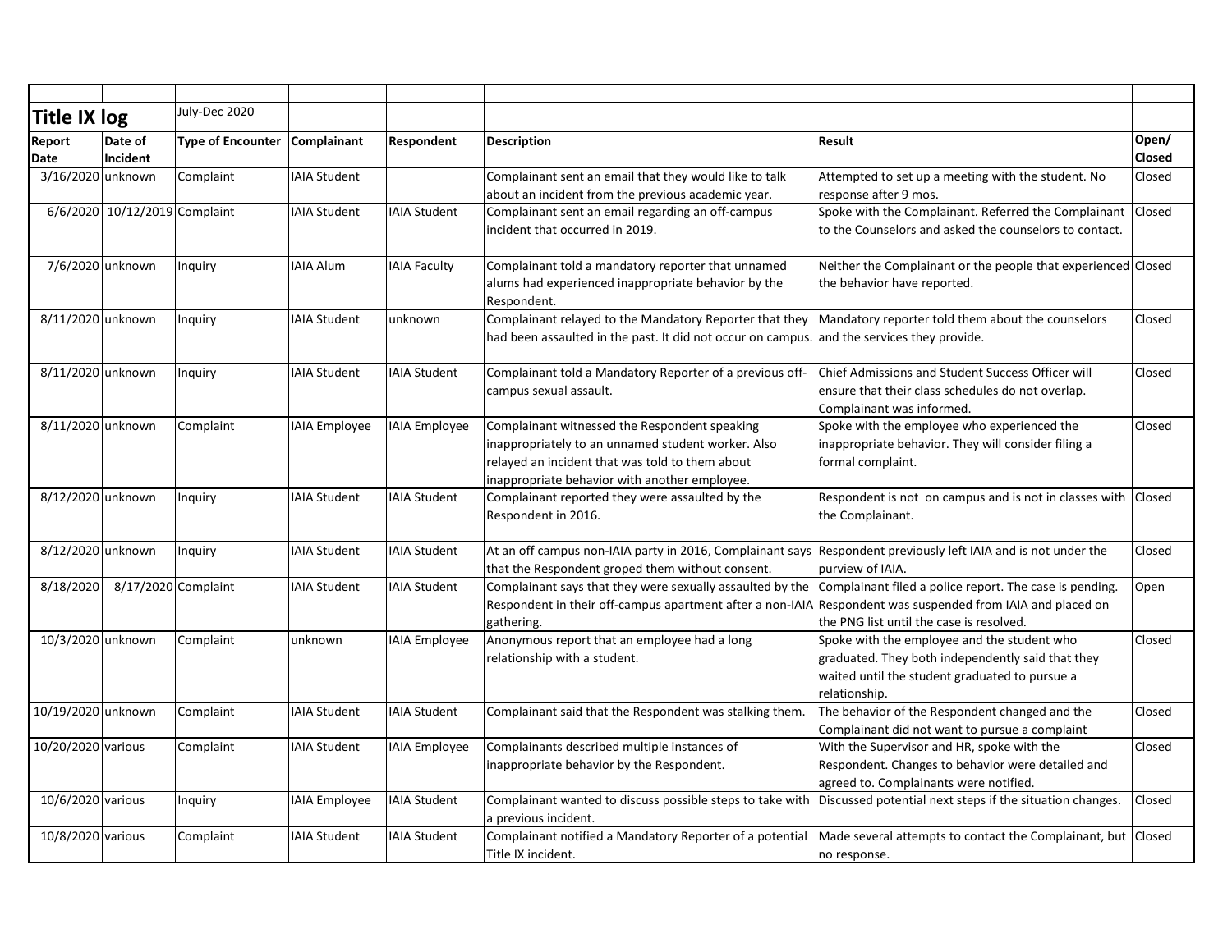| Title IX log | | July-Dec 2020 | | | | | |
|---|---|---|---|---|---|---|---|
| Report Date | Date of Incident | Type of Encounter | Complainant | Respondent | Description | Result | Open/ Closed |
| 3/16/2020 | unknown | Complaint | IAIA Student | | Complainant sent an email that they would like to talk about an incident from the previous academic year. | Attempted to set up a meeting with the student. No response after 9 mos. | Closed |
| 6/6/2020 | 10/12/2019 | Complaint | IAIA Student | IAIA Student | Complainant sent an email regarding an off-campus incident that occurred in 2019. | Spoke with the Complainant. Referred the Complainant to the Counselors and asked the counselors to contact. | Closed |
| 7/6/2020 | unknown | Inquiry | IAIA Alum | IAIA Faculty | Complainant told a mandatory reporter that unnamed alums had experienced inappropriate behavior by the Respondent. | Neither the Complainant or the people that experienced the behavior have reported. | Closed |
| 8/11/2020 | unknown | Inquiry | IAIA Student | unknown | Complainant relayed to the Mandatory Reporter that they had been assaulted in the past. It did not occur on campus. | Mandatory reporter told them about the counselors and the services they provide. | Closed |
| 8/11/2020 | unknown | Inquiry | IAIA Student | IAIA Student | Complainant told a Mandatory Reporter of a previous off-campus sexual assault. | Chief Admissions and Student Success Officer will ensure that their class schedules do not overlap. Complainant was informed. | Closed |
| 8/11/2020 | unknown | Complaint | IAIA Employee | IAIA Employee | Complainant witnessed the Respondent speaking inappropriately to an unnamed student worker. Also relayed an incident that was told to them about inappropriate behavior with another employee. | Spoke with the employee who experienced the inappropriate behavior. They will consider filing a formal complaint. | Closed |
| 8/12/2020 | unknown | Inquiry | IAIA Student | IAIA Student | Complainant reported they were assaulted by the Respondent in 2016. | Respondent is not on campus and is not in classes with the Complainant. | Closed |
| 8/12/2020 | unknown | Inquiry | IAIA Student | IAIA Student | At an off campus non-IAIA party in 2016, Complainant says that the Respondent groped them without consent. | Respondent previously left IAIA and is not under the purview of IAIA. | Closed |
| 8/18/2020 | 8/17/2020 | Complaint | IAIA Student | IAIA Student | Complainant says that they were sexually assaulted by the Respondent in their off-campus apartment after a non-IAIA gathering. | Complainant filed a police report. The case is pending. Respondent was suspended from IAIA and placed on the PNG list until the case is resolved. | Open |
| 10/3/2020 | unknown | Complaint | unknown | IAIA Employee | Anonymous report that an employee had a long relationship with a student. | Spoke with the employee and the student who graduated. They both independently said that they waited until the student graduated to pursue a relationship. | Closed |
| 10/19/2020 | unknown | Complaint | IAIA Student | IAIA Student | Complainant said that the Respondent was stalking them. | The behavior of the Respondent changed and the Complainant did not want to pursue a complaint | Closed |
| 10/20/2020 | various | Complaint | IAIA Student | IAIA Employee | Complainants described multiple instances of inappropriate behavior by the Respondent. | With the Supervisor and HR, spoke with the Respondent. Changes to behavior were detailed and agreed to. Complainants were notified. | Closed |
| 10/6/2020 | various | Inquiry | IAIA Employee | IAIA Student | Complainant wanted to discuss possible steps to take with a previous incident. | Discussed potential next steps if the situation changes. | Closed |
| 10/8/2020 | various | Complaint | IAIA Student | IAIA Student | Complainant notified a Mandatory Reporter of a potential Title IX incident. | Made several attempts to contact the Complainant, but no response. | Closed |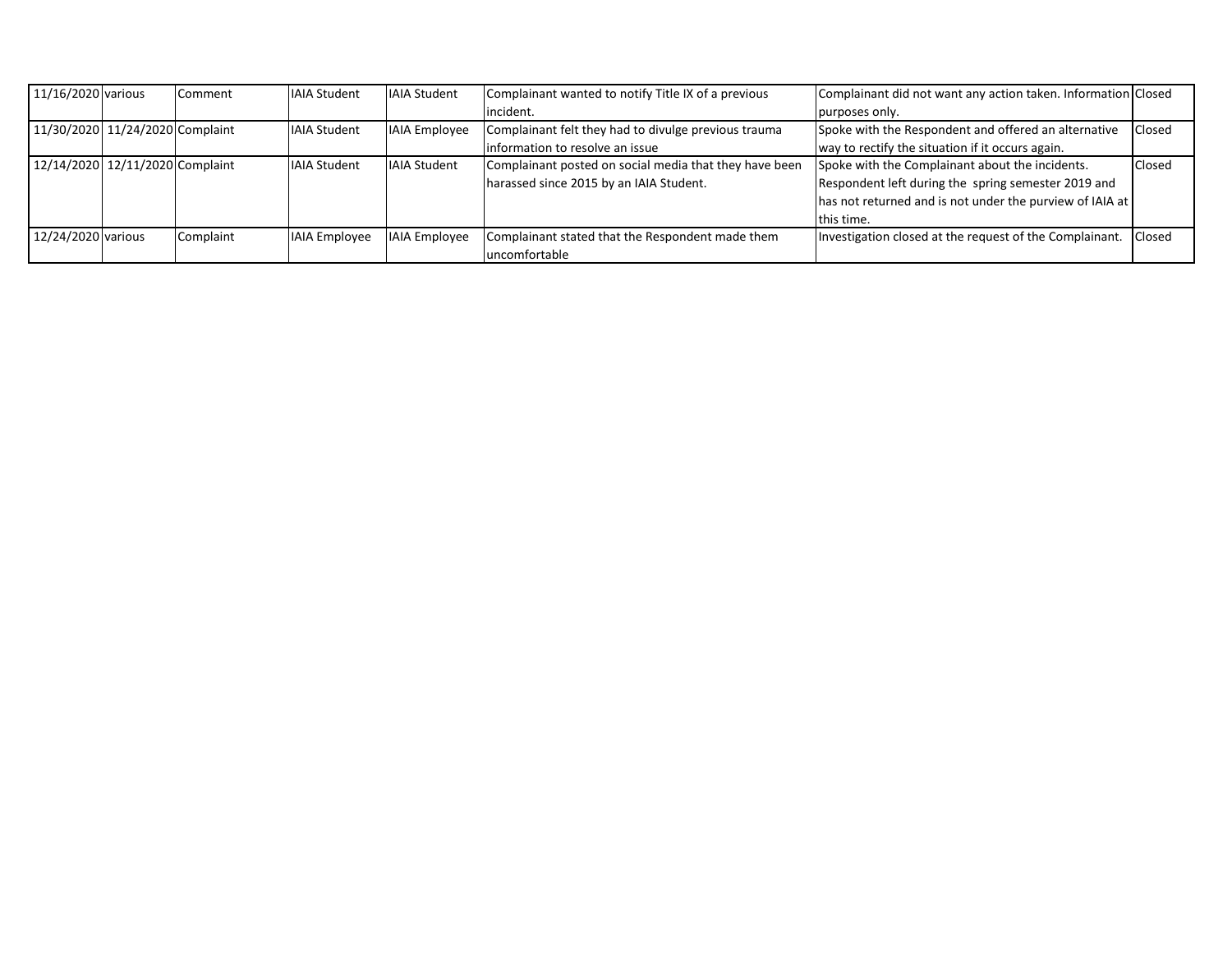| | | | | | | | |
|---|---|---|---|---|---|---|---|
| 11/16/2020 | various | Comment | IAIA Student | IAIA Student | Complainant wanted to notify Title IX of a previous incident. | Complainant did not want any action taken. Information purposes only. | Closed |
| 11/30/2020 | 11/24/2020 | Complaint | IAIA Student | IAIA Employee | Complainant felt they had to divulge previous trauma information to resolve an issue | Spoke with the Respondent and offered an alternative way to rectify the situation if it occurs again. | Closed |
| 12/14/2020 | 12/11/2020 | Complaint | IAIA Student | IAIA Student | Complainant posted on social media that they have been harassed since 2015 by an IAIA Student. | Spoke with the Complainant about the incidents. Respondent left during the spring semester 2019 and has not returned and is not under the purview of IAIA at this time. | Closed |
| 12/24/2020 | various | Complaint | IAIA Employee | IAIA Employee | Complainant stated that the Respondent made them uncomfortable | Investigation closed at the request of the Complainant. | Closed |